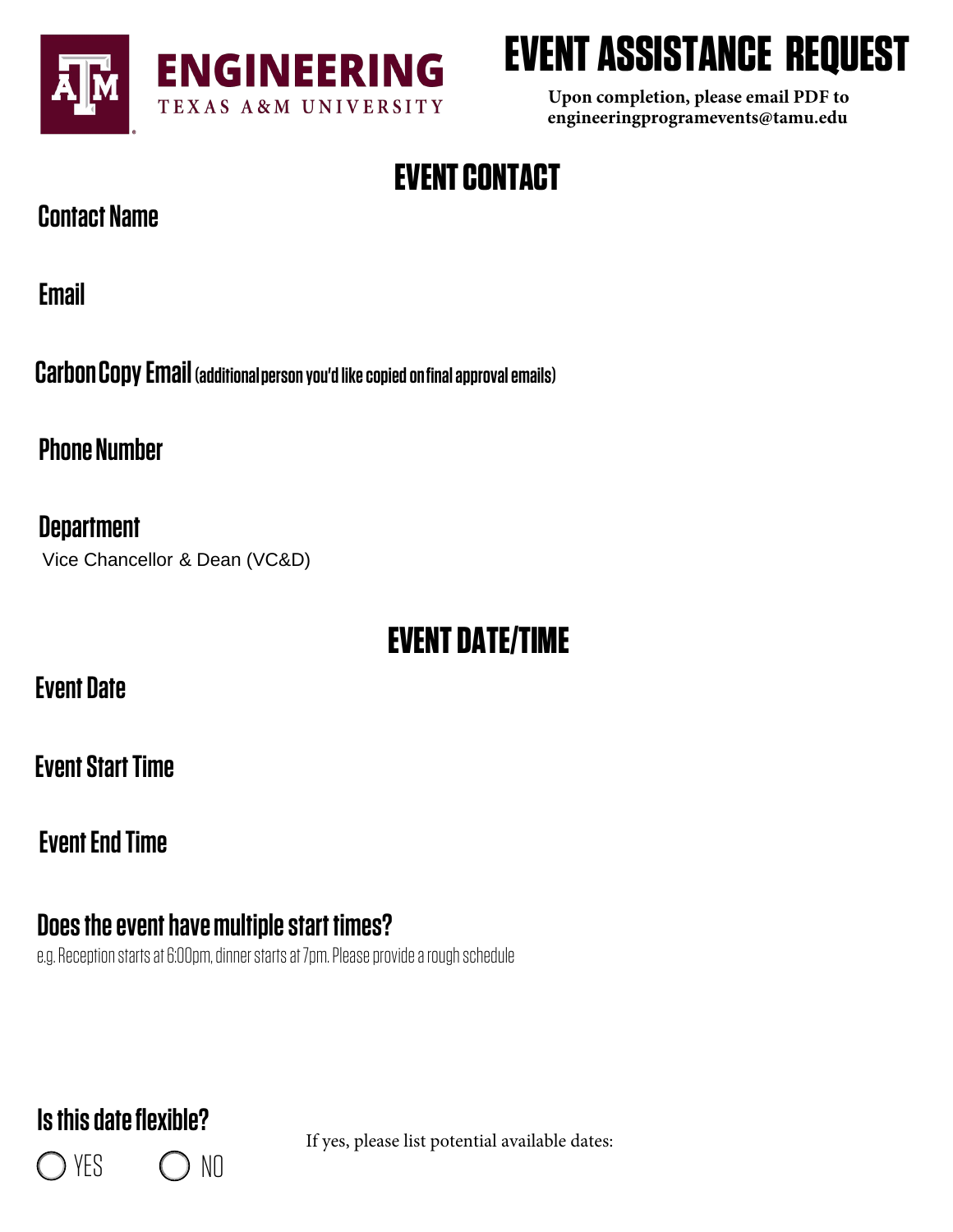ENGINEERING
TEXAS A&M UNIVERSITY

# EVENT ASSISTANCE REQUEST

**Upon completion, please email PDF to engineeringprogramevents@tamu.edu**

## EVENT CONTACT

**Contact Name**

**Email**

**Carbon Copy Email** (additional person you'd like copied on final approval emails)

**Phone Number**

**Department**

Vice Chancellor & Dean (VC&D)

## EVENT DATE/TIME

**Event Date**

**Event Start Time**

**Event End Time**

**Does the event have multiple start times?**

e.g. Reception starts at 6:00pm, dinner starts at 7pm. Please provide a rough schedule

**Is this date flexible?**

◯ YES ◯ NO

If yes, please list potential available dates: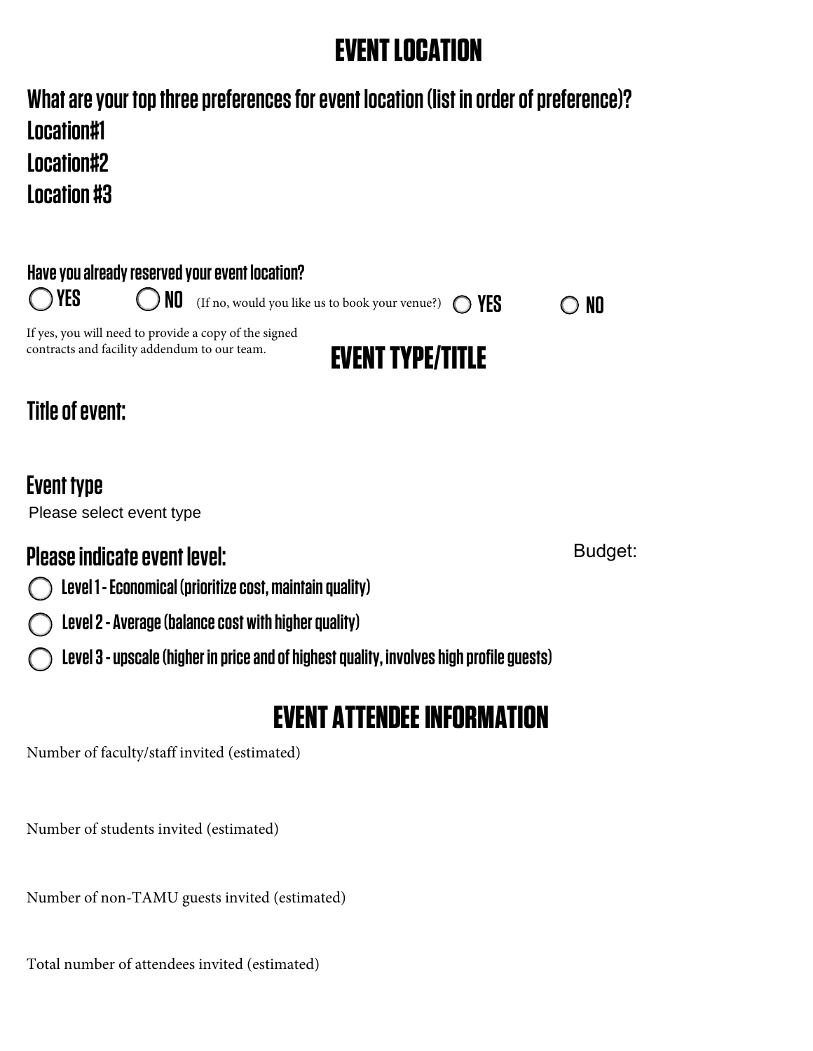# EVENT LOCATION

**What are your top three preferences for event location (list in order of preference)?**

**Location#1**

**Location#2**

**Location #3**

**Have you already reserved your event location?**

○ YES ○ NO (If no, would you like us to book your venue?) ○ YES ○ NO

If yes, you will need to provide a copy of the signed contracts and facility addendum to our team.

# EVENT TYPE/TITLE

**Title of event:**

**Event type**

Please select event type

**Please indicate event level:**

Budget:

○ Level 1 - Economical (prioritize cost, maintain quality)

○ Level 2 - Average (balance cost with higher quality)

○ Level 3 - upscale (higher in price and of highest quality, involves high profile guests)

# EVENT ATTENDEE INFORMATION

Number of faculty/staff invited (estimated)

Number of students invited (estimated)

Number of non-TAMU guests invited (estimated)

Total number of attendees invited (estimated)